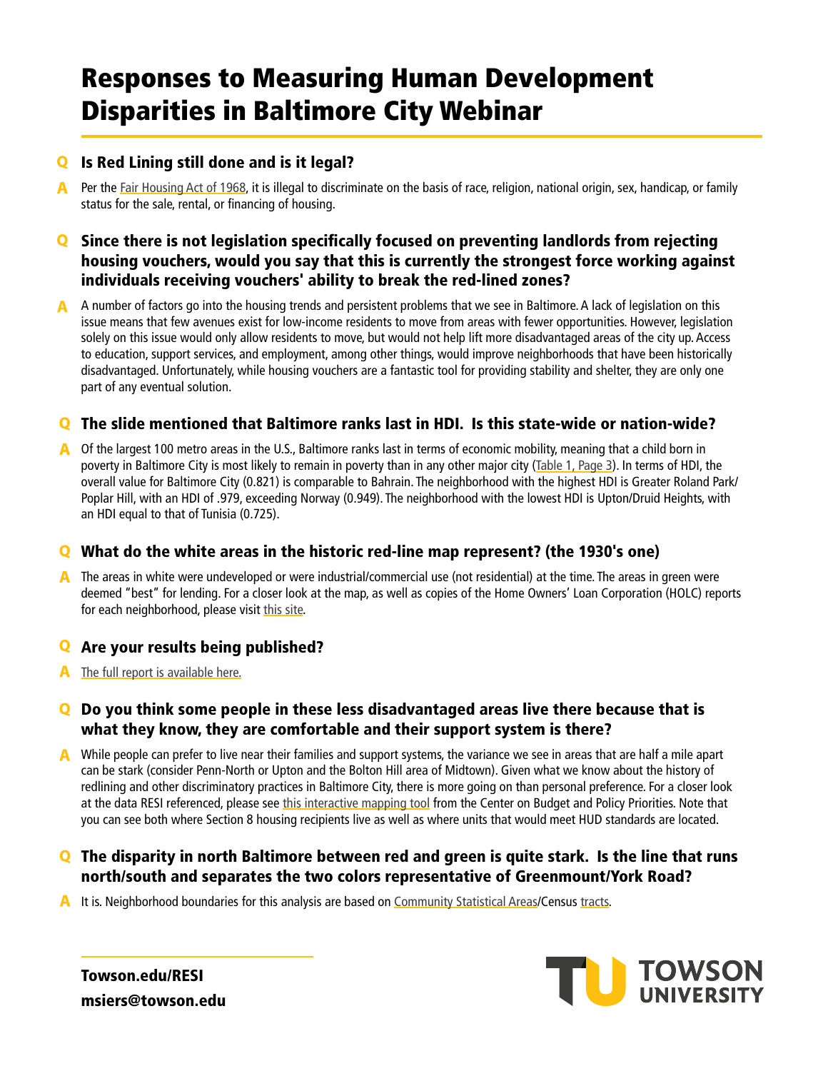# Responses to Measuring Human Development Disparities in Baltimore City Webinar

**Q Is Red Lining still done and is it legal?**

**A** Per the Fair Housing Act of 1968, it is illegal to discriminate on the basis of race, religion, national origin, sex, handicap, or family status for the sale, rental, or financing of housing.

**Q Since there is not legislation specifically focused on preventing landlords from rejecting housing vouchers, would you say that this is currently the strongest force working against individuals receiving vouchers' ability to break the red-lined zones?**

**A** A number of factors go into the housing trends and persistent problems that we see in Baltimore. A lack of legislation on this issue means that few avenues exist for low-income residents to move from areas with fewer opportunities. However, legislation solely on this issue would only allow residents to move, but would not help lift more disadvantaged areas of the city up. Access to education, support services, and employment, among other things, would improve neighborhoods that have been historically disadvantaged. Unfortunately, while housing vouchers are a fantastic tool for providing stability and shelter, they are only one part of any eventual solution.

**Q The slide mentioned that Baltimore ranks last in HDI. Is this state-wide or nation-wide?**

**A** Of the largest 100 metro areas in the U.S., Baltimore ranks last in terms of economic mobility, meaning that a child born in poverty in Baltimore City is most likely to remain in poverty than in any other major city (Table 1, Page 3). In terms of HDI, the overall value for Baltimore City (0.821) is comparable to Bahrain. The neighborhood with the highest HDI is Greater Roland Park/ Poplar Hill, with an HDI of .979, exceeding Norway (0.949). The neighborhood with the lowest HDI is Upton/Druid Heights, with an HDI equal to that of Tunisia (0.725).

**Q What do the white areas in the historic red-line map represent? (the 1930's one)**

**A** The areas in white were undeveloped or were industrial/commercial use (not residential) at the time. The areas in green were deemed "best" for lending. For a closer look at the map, as well as copies of the Home Owners' Loan Corporation (HOLC) reports for each neighborhood, please visit this site.

**Q Are your results being published?**

**A** The full report is available here.

**Q Do you think some people in these less disadvantaged areas live there because that is what they know, they are comfortable and their support system is there?**

**A** While people can prefer to live near their families and support systems, the variance we see in areas that are half a mile apart can be stark (consider Penn-North or Upton and the Bolton Hill area of Midtown). Given what we know about the history of redlining and other discriminatory practices in Baltimore City, there is more going on than personal preference. For a closer look at the data RESI referenced, please see this interactive mapping tool from the Center on Budget and Policy Priorities. Note that you can see both where Section 8 housing recipients live as well as where units that would meet HUD standards are located.

**Q The disparity in north Baltimore between red and green is quite stark. Is the line that runs north/south and separates the two colors representative of Greenmount/York Road?**

**A** It is. Neighborhood boundaries for this analysis are based on Community Statistical Areas/Census tracts.

**Towson.edu/RESI**
**msiers@towson.edu**

TOWSON UNIVERSITY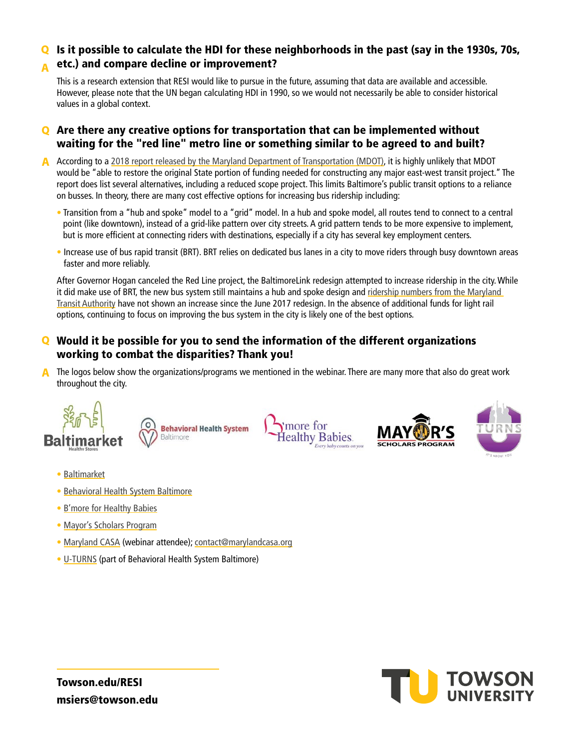**Q Is it possible to calculate the HDI for these neighborhoods in the past (say in the 1930s, 70s, etc.) and compare decline or improvement?**

**A** This is a research extension that RESI would like to pursue in the future, assuming that data are available and accessible. However, please note that the UN began calculating HDI in 1990, so we would not necessarily be able to consider historical values in a global context.

**Q Are there any creative options for transportation that can be implemented without waiting for the "red line" metro line or something similar to be agreed to and built?**

**A** According to a 2018 report released by the Maryland Department of Transportation (MDOT), it is highly unlikely that MDOT would be "able to restore the original State portion of funding needed for constructing any major east-west transit project." The report does list several alternatives, including a reduced scope project. This limits Baltimore's public transit options to a reliance on busses. In theory, there are many cost effective options for increasing bus ridership including:

- Transition from a "hub and spoke" model to a "grid" model. In a hub and spoke model, all routes tend to connect to a central point (like downtown), instead of a grid-like pattern over city streets. A grid pattern tends to be more expensive to implement, but is more efficient at connecting riders with destinations, especially if a city has several key employment centers.
- Increase use of bus rapid transit (BRT). BRT relies on dedicated bus lanes in a city to move riders through busy downtown areas faster and more reliably.

After Governor Hogan canceled the Red Line project, the BaltimoreLink redesign attempted to increase ridership in the city. While it did make use of BRT, the new bus system still maintains a hub and spoke design and ridership numbers from the Maryland Transit Authority have not shown an increase since the June 2017 redesign. In the absence of additional funds for light rail options, continuing to focus on improving the bus system in the city is likely one of the best options.

**Q Would it be possible for you to send the information of the different organizations working to combat the disparities? Thank you!**

**A** The logos below show the organizations/programs we mentioned in the webinar. There are many more that also do great work throughout the city.

- Baltimarket
- Behavioral Health System Baltimore
- B'more for Healthy Babies
- Mayor's Scholars Program
- Maryland CASA (webinar attendee); contact@marylandcasa.org
- U-TURNS (part of Behavioral Health System Baltimore)

**Towson.edu/RESI**
**msiers@towson.edu**